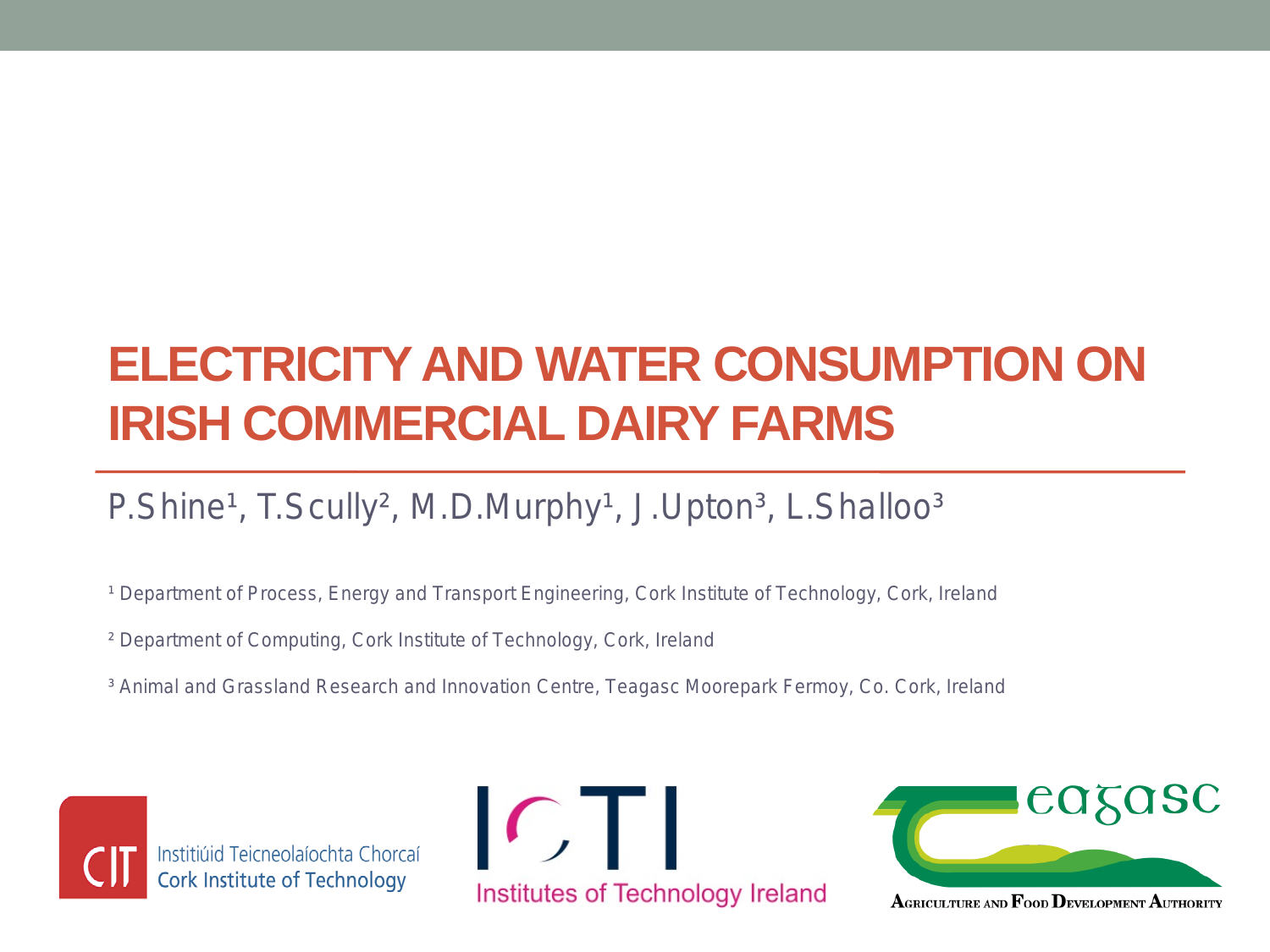# ELECTRICITY AND WATER CONSUMPTION ON IRISH COMMERCIAL DAIRY FARMS

P.Shine[1], T.Scully[2], M.D.Murphy[1], J.Upton[3], L.Shalloo[3]

[1] Department of Process, Energy and Transport Engineering, Cork Institute of Technology, Cork, Ireland

[2] Department of Computing, Cork Institute of Technology, Cork, Ireland

[3] Animal and Grassland Research and Innovation Centre, Teagasc Moorepark Fermoy, Co. Cork, Ireland

Institiúid Teicneolaíochta Chorcaí
Cork Institute of Technology

Institutes of Technology Ireland

Teagasc
Agriculture and Food Development Authority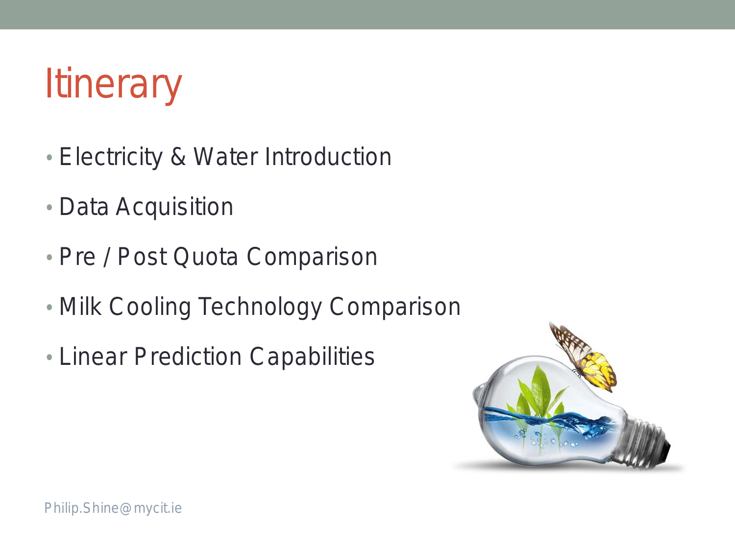# Itinerary

- Electricity & Water Introduction
- Data Acquisition
- Pre / Post Quota Comparison
- Milk Cooling Technology Comparison
- Linear Prediction Capabilities

Philip.Shine@mycit.ie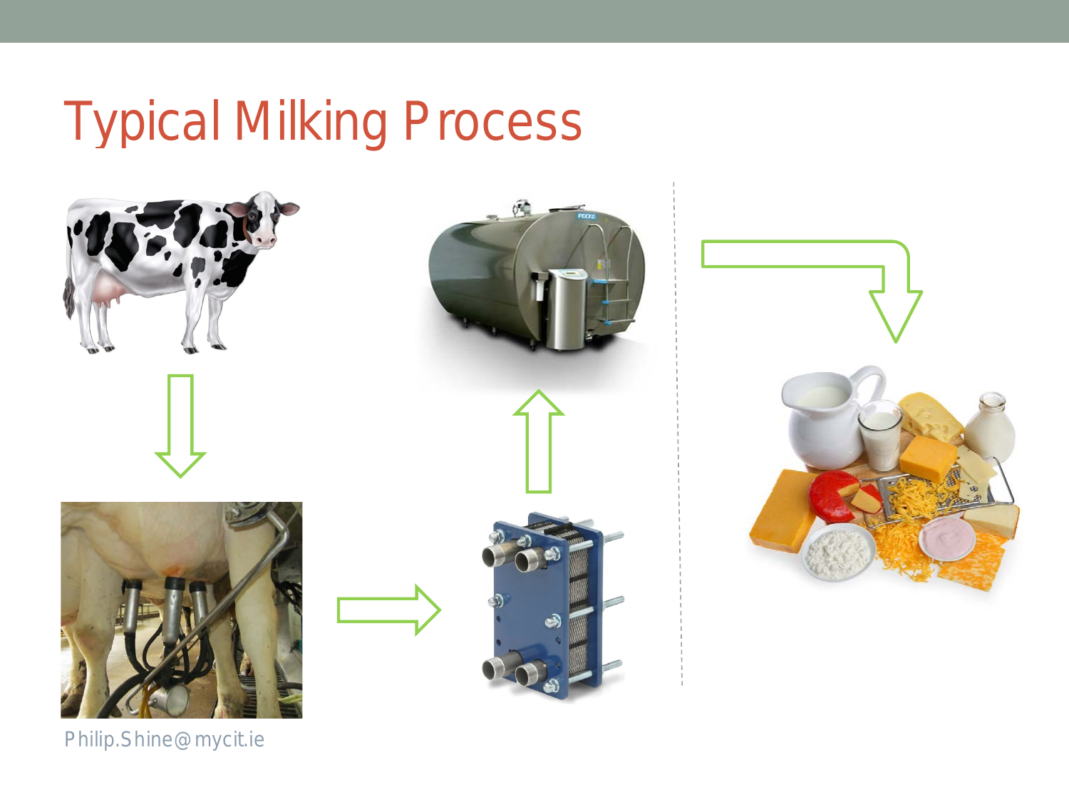# Typical Milking Process

Philip.Shine@mycit.ie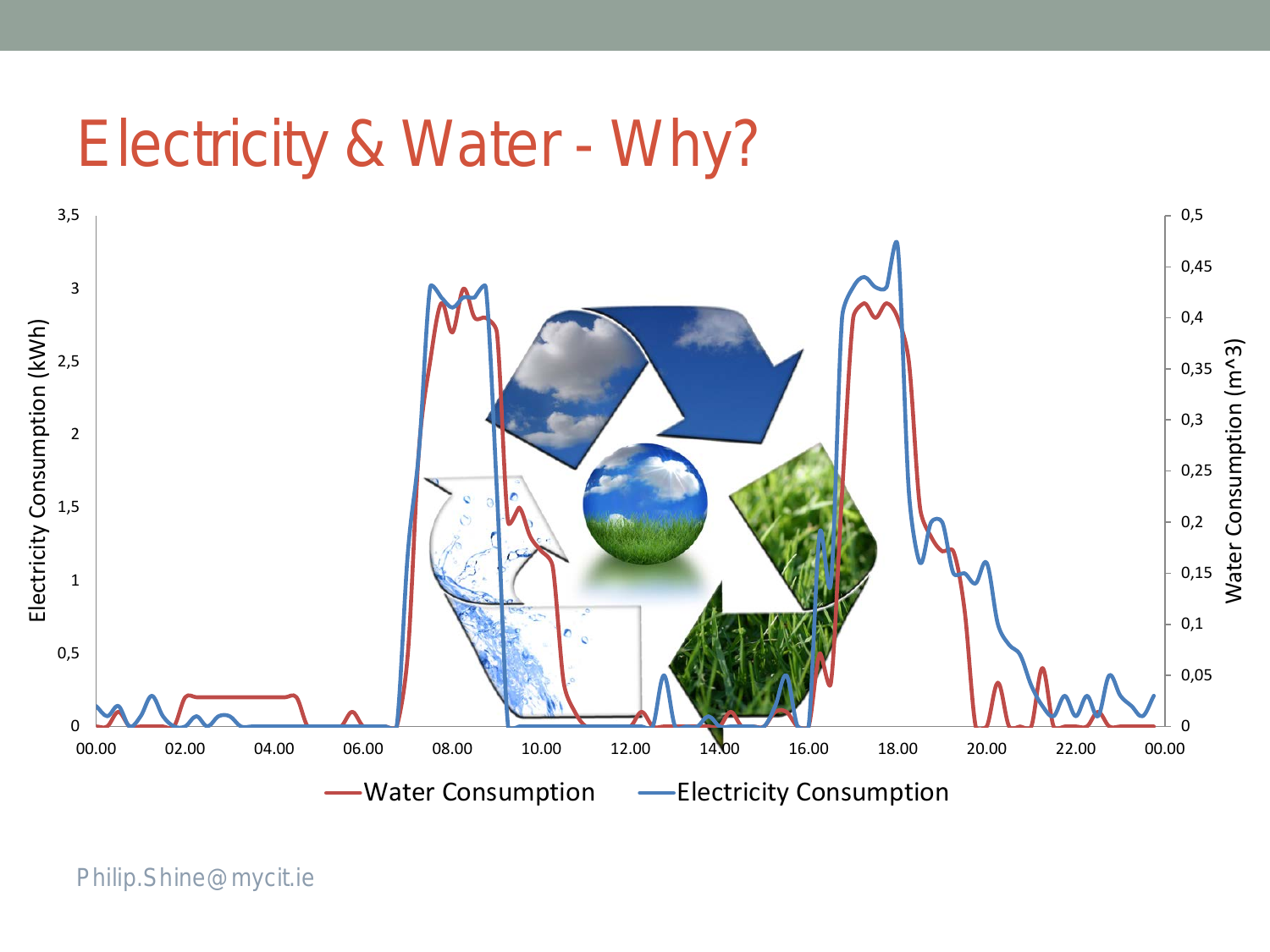# Electricity & Water - Why?

Electricity Consumption (kWh)

Water Consumption (m^3)

Water Consumption — Electricity Consumption

Philip.Shine@mycit.ie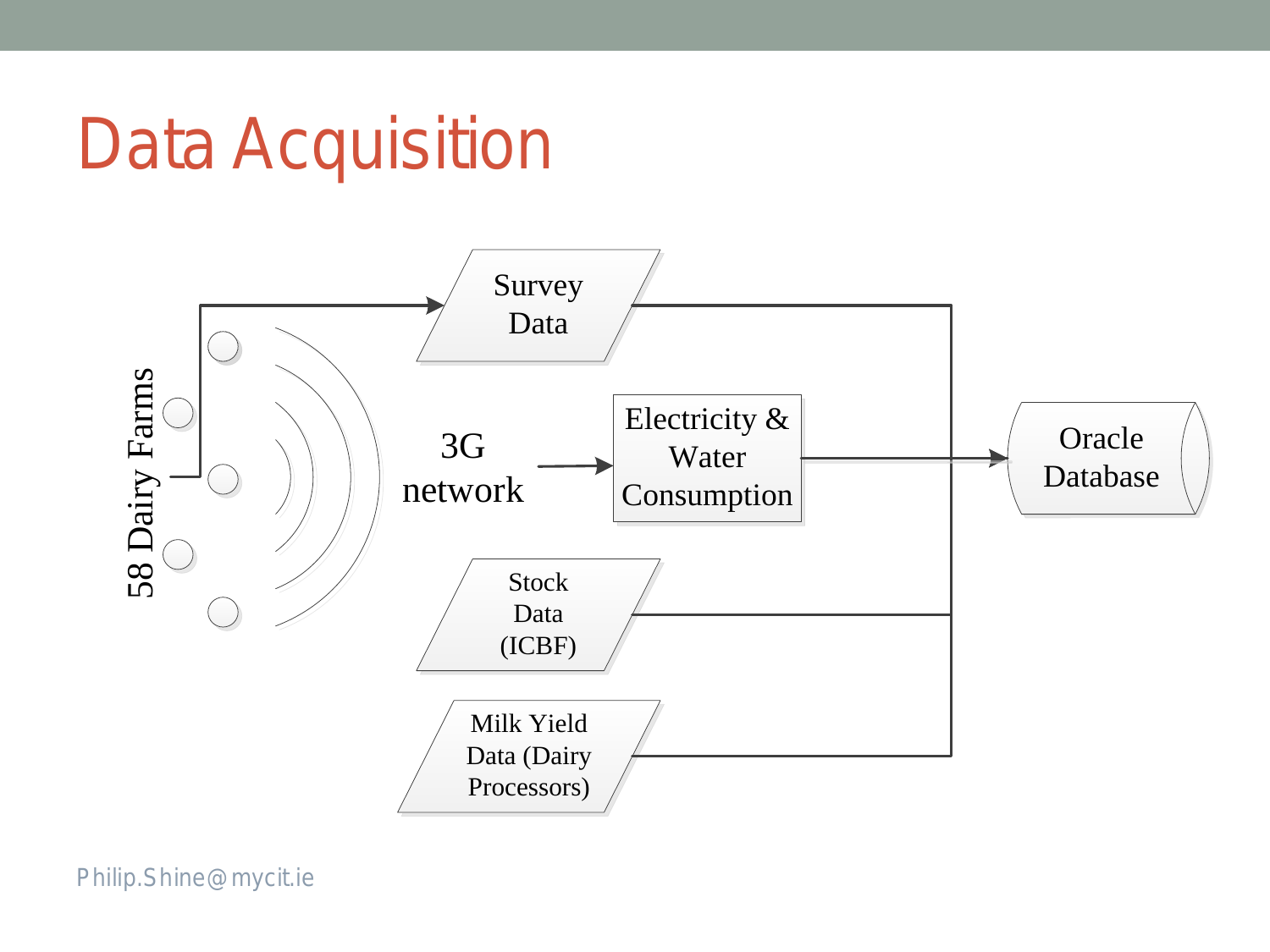# Data Acquisition

58 Dairy Farms

3G network

Survey Data

Electricity & Water Consumption

Stock Data (ICBF)

Milk Yield Data (Dairy Processors)

Oracle Database

Philip.Shine@mycit.ie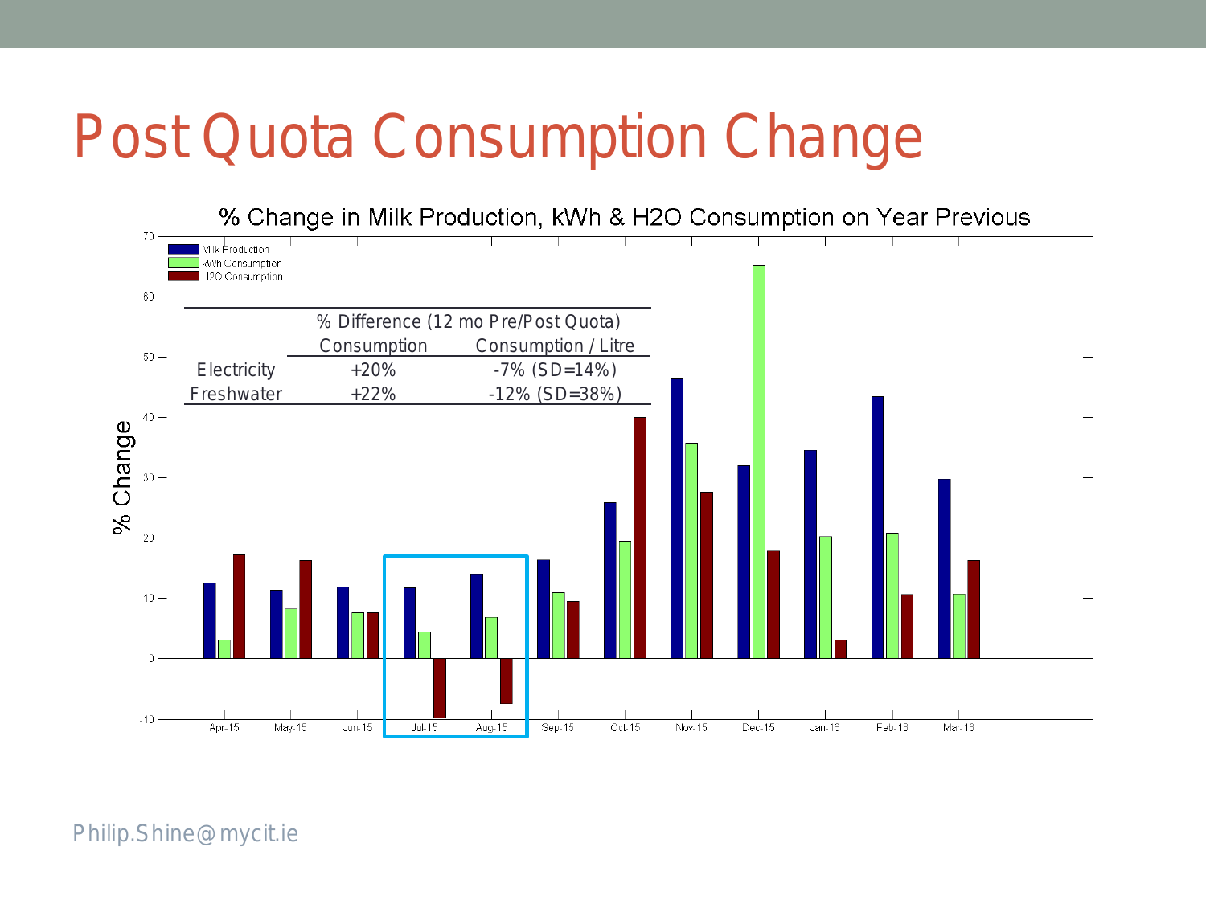# Post Quota Consumption Change

% Change in Milk Production, kWh & H2O Consumption on Year Previous

| | % Difference (12 mo Pre/Post Quota) | |
|---|---|---|
| | Consumption | Consumption / Litre |
| Electricity | +20% | -7% (SD=14%) |
| Freshwater | +22% | -12% (SD=38%) |

Philip.Shine@mycit.ie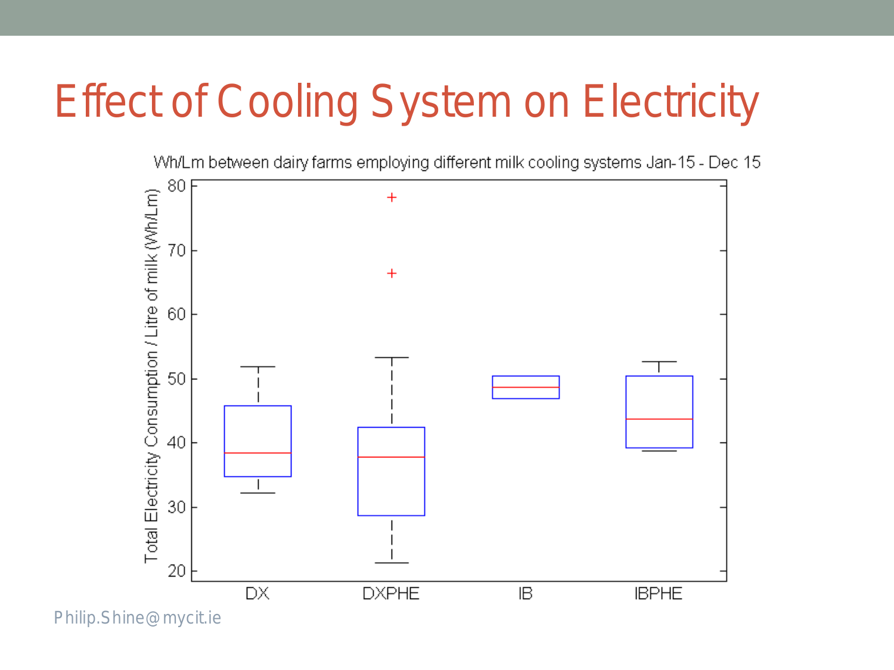# Effect of Cooling System on Electricity

Wh/Lm between dairy farms employing different milk cooling systems Jan-15 - Dec 15

Total Electricity Consumption / Litre of milk (Wh/Lm)

DX DXPHE IB IBPHE

Philip.Shine@mycit.ie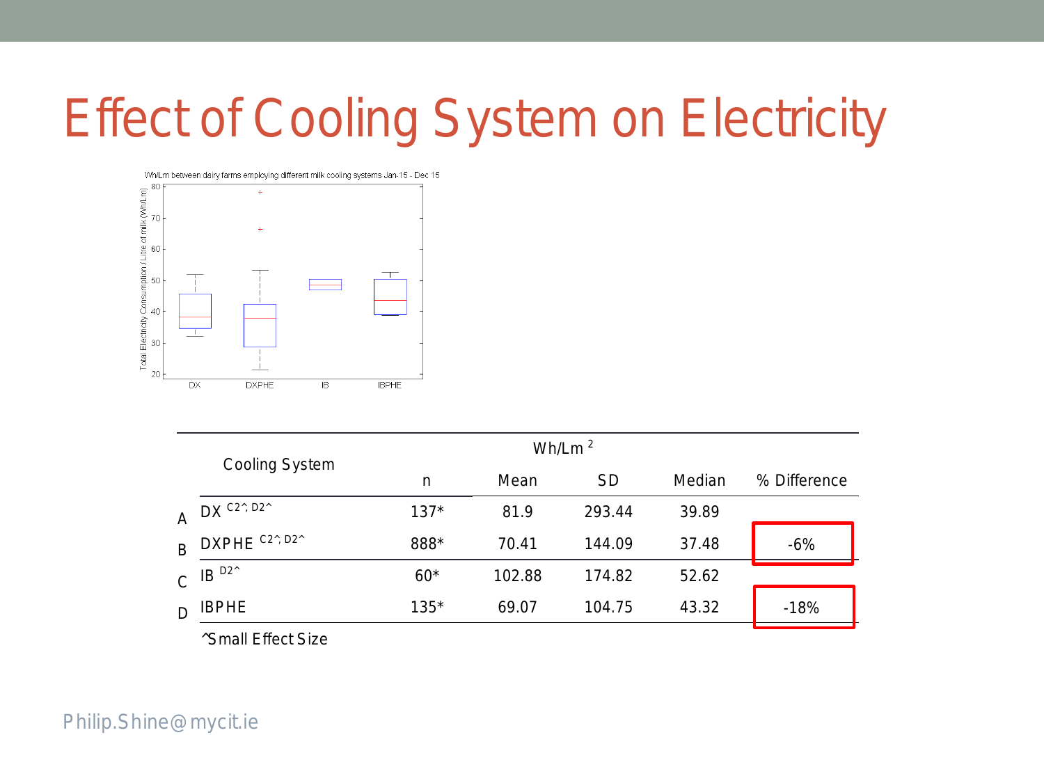# Effect of Cooling System on Electricity

| | Cooling System | Wh/Lm [2] | | | | |
|---|---|---|---|---|---|---|
| | | n | Mean | SD | Median | % Difference |
| A | DX [C2^, D2^] | 137* | 81.9 | 293.44 | 39.89 | |
| B | DXPHE [C2^, D2^] | 888* | 70.41 | 144.09 | 37.48 | -6% |
| C | IB [D2^] | 60* | 102.88 | 174.82 | 52.62 | |
| D | IBPHE | 135* | 69.07 | 104.75 | 43.32 | -18% |

^Small Effect Size

Philip.Shine@mycit.ie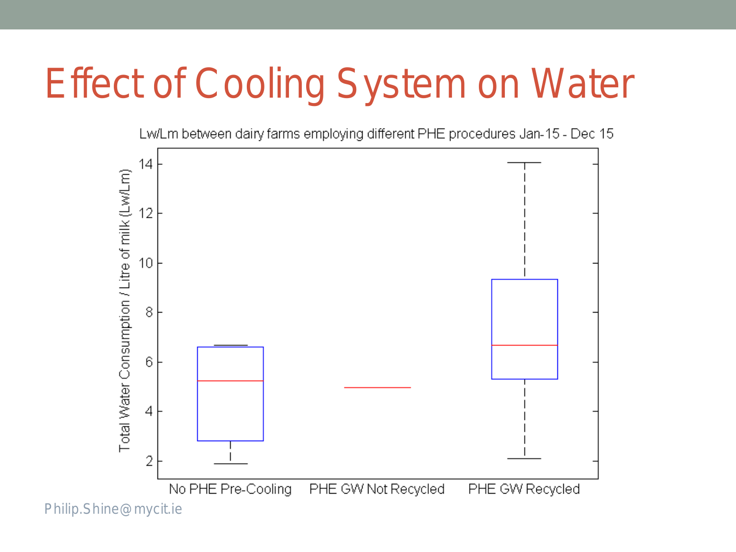# Effect of Cooling System on Water

Lw/Lm between dairy farms employing different PHE procedures Jan-15 - Dec 15

Total Water Consumption / Litre of milk (Lw/Lm)

No PHE Pre-Cooling | PHE GW Not Recycled | PHE GW Recycled

Philip.Shine@mycit.ie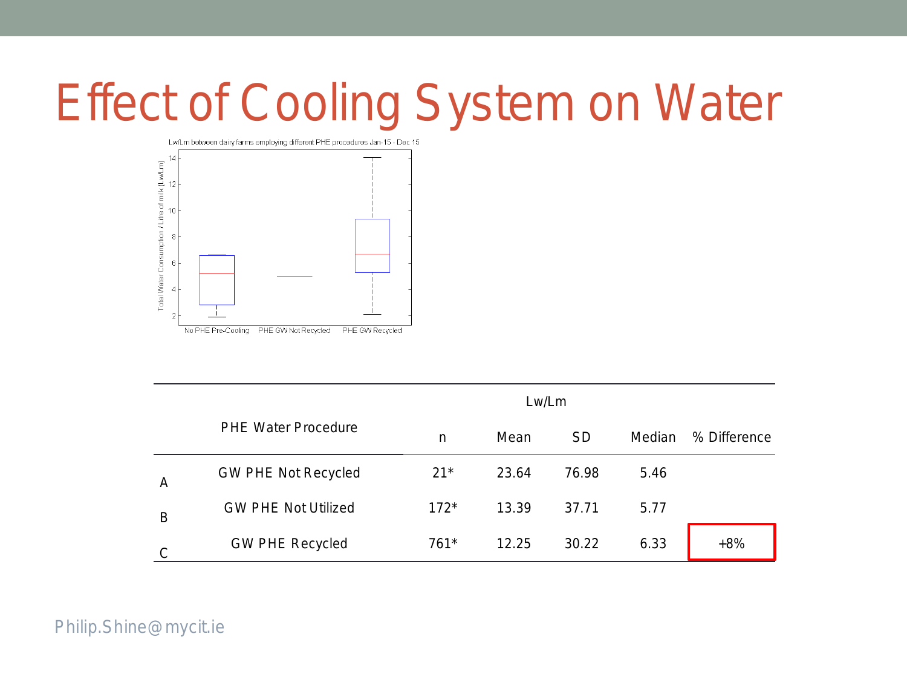# Effect of Cooling System on Water

Lw/Lm between dairy farms employing different PHE procedures Jan-15 - Dec 15

| | PHE Water Procedure | Lw/Lm | | | | |
|---|---|---|---|---|---|---|
| | | n | Mean | SD | Median | % Difference |
| A | GW PHE Not Recycled | 21* | 23.64 | 76.98 | 5.46 | |
| B | GW PHE Not Utilized | 172* | 13.39 | 37.71 | 5.77 | |
| C | GW PHE Recycled | 761* | 12.25 | 30.22 | 6.33 | +8% |

Philip.Shine@mycit.ie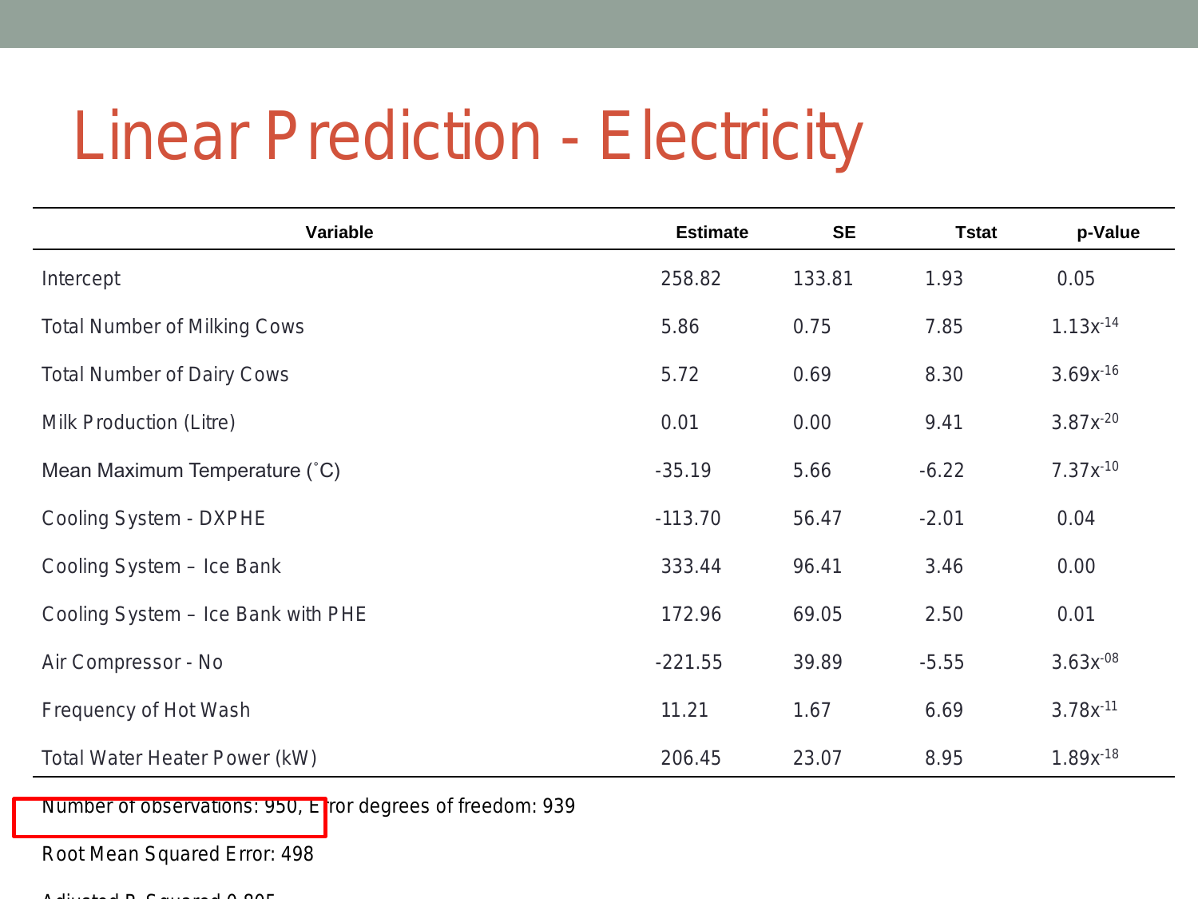# Linear Prediction - Electricity

| Variable | Estimate | SE | Tstat | p-Value |
|---|---|---|---|---|
| Intercept | 258.82 | 133.81 | 1.93 | 0.05 |
| Total Number of Milking Cows | 5.86 | 0.75 | 7.85 | $1.13x^{-14}$ |
| Total Number of Dairy Cows | 5.72 | 0.69 | 8.30 | $3.69x^{-16}$ |
| Milk Production (Litre) | 0.01 | 0.00 | 9.41 | $3.87x^{-20}$ |
| Mean Maximum Temperature (˚C) | -35.19 | 5.66 | -6.22 | $7.37x^{-10}$ |
| Cooling System - DXPHE | -113.70 | 56.47 | -2.01 | 0.04 |
| Cooling System – Ice Bank | 333.44 | 96.41 | 3.46 | 0.00 |
| Cooling System – Ice Bank with PHE | 172.96 | 69.05 | 2.50 | 0.01 |
| Air Compressor - No | -221.55 | 39.89 | -5.55 | $3.63x^{-08}$ |
| Frequency of Hot Wash | 11.21 | 1.67 | 6.69 | $3.78x^{-11}$ |
| Total Water Heater Power (kW) | 206.45 | 23.07 | 8.95 | $1.89x^{-18}$ |

Number of observations: 950, Error degrees of freedom: 939

Root Mean Squared Error: 498

Adjusted R-Squared 0.805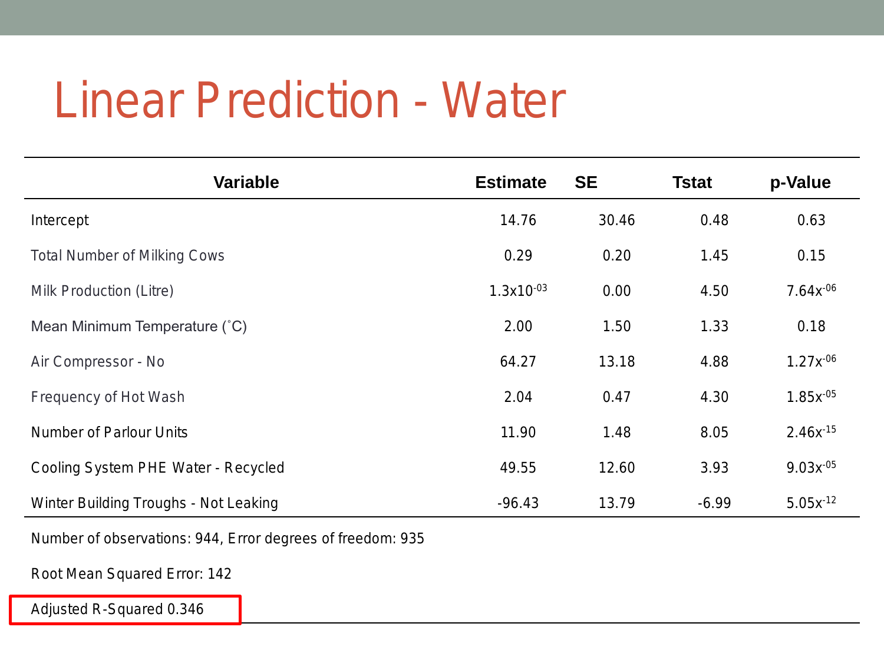# Linear Prediction - Water

| Variable | Estimate | SE | Tstat | p-Value |
|---|---|---|---|---|
| Intercept | 14.76 | 30.46 | 0.48 | 0.63 |
| Total Number of Milking Cows | 0.29 | 0.20 | 1.45 | 0.15 |
| Milk Production (Litre) | $1.3x10^{-03}$ | 0.00 | 4.50 | $7.64x^{-06}$ |
| Mean Minimum Temperature (˚C) | 2.00 | 1.50 | 1.33 | 0.18 |
| Air Compressor - No | 64.27 | 13.18 | 4.88 | $1.27x^{-06}$ |
| Frequency of Hot Wash | 2.04 | 0.47 | 4.30 | $1.85x^{-05}$ |
| Number of Parlour Units | 11.90 | 1.48 | 8.05 | $2.46x^{-15}$ |
| Cooling System PHE Water - Recycled | 49.55 | 12.60 | 3.93 | $9.03x^{-05}$ |
| Winter Building Troughs - Not Leaking | -96.43 | 13.79 | -6.99 | $5.05x^{-12}$ |

Number of observations: 944, Error degrees of freedom: 935

Root Mean Squared Error: 142

Adjusted R-Squared 0.346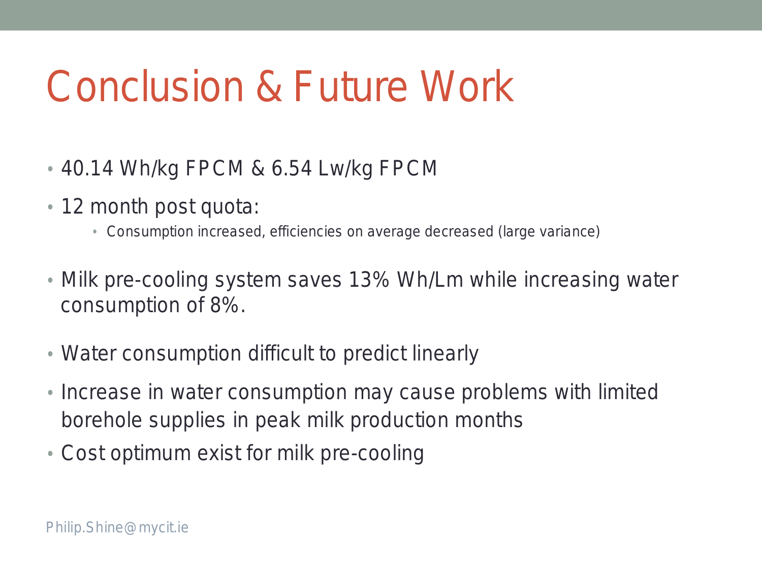# Conclusion & Future Work

- 40.14 Wh/kg FPCM & 6.54 Lw/kg FPCM
- 12 month post quota:
  - Consumption increased, efficiencies on average decreased (large variance)
- Milk pre-cooling system saves 13% Wh/Lm while increasing water consumption of 8%.
- Water consumption difficult to predict linearly
- Increase in water consumption may cause problems with limited borehole supplies in peak milk production months
- Cost optimum exist for milk pre-cooling

Philip.Shine@mycit.ie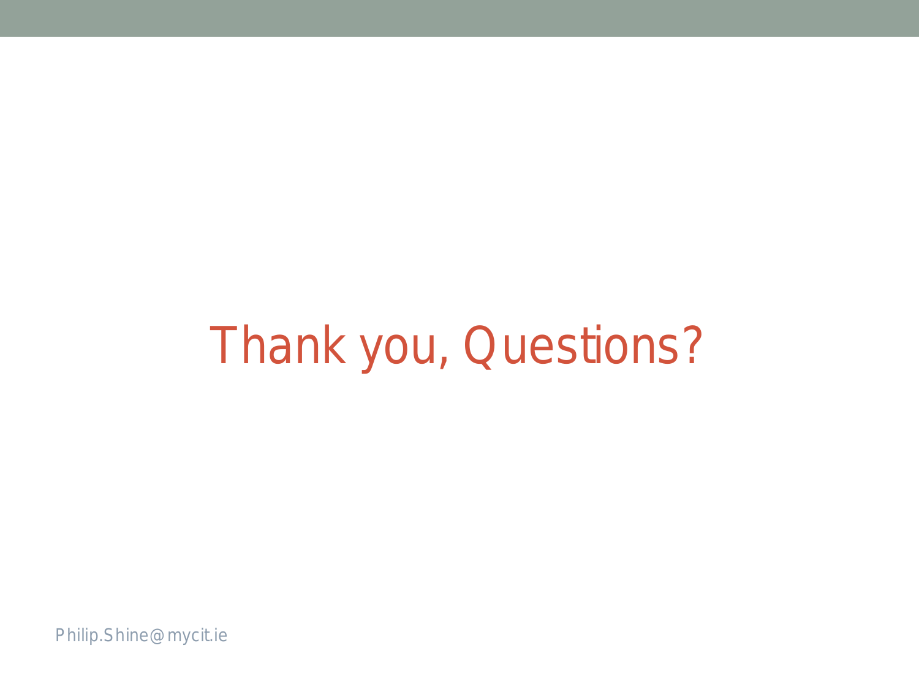# Thank you, Questions?

Philip.Shine@mycit.ie